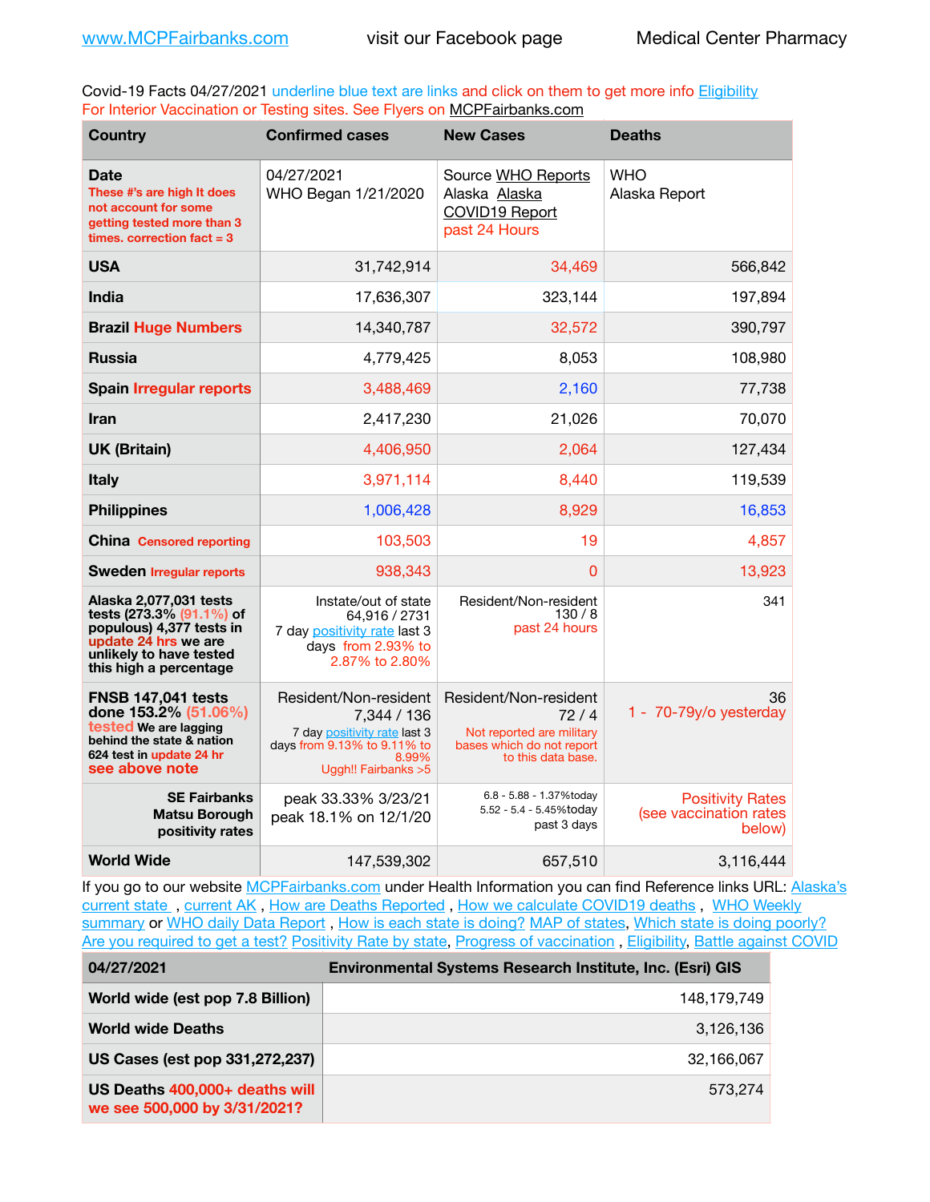www.MCPFairbanks.com    visit our Facebook page    Medical Center Pharmacy

Covid-19 Facts 04/27/2021 underline blue text are links and click on them to get more info Eligibility
For Interior Vaccination or Testing sites. See Flyers on MCPFairbanks.com

| Country | Confirmed cases | New Cases | Deaths |
|---|---|---|---|
| **Date** These #'s are high It does not account for some getting tested more than 3 times. correction fact = 3 | 04/27/2021 WHO Began 1/21/2020 | Source WHO Reports Alaska Alaska COVID19 Report past 24 Hours | WHO Alaska Report |
| **USA** | 31,742,914 | 34,469 | 566,842 |
| **India** | 17,636,307 | 323,144 | 197,894 |
| **Brazil Huge Numbers** | 14,340,787 | 32,572 | 390,797 |
| **Russia** | 4,779,425 | 8,053 | 108,980 |
| **Spain Irregular reports** | 3,488,469 | 2,160 | 77,738 |
| **Iran** | 2,417,230 | 21,026 | 70,070 |
| **UK (Britain)** | 4,406,950 | 2,064 | 127,434 |
| **Italy** | 3,971,114 | 8,440 | 119,539 |
| **Philippines** | 1,006,428 | 8,929 | 16,853 |
| **China Censored reporting** | 103,503 | 19 | 4,857 |
| **Sweden Irregular reports** | 938,343 | 0 | 13,923 |
| **Alaska 2,077,031 tests tests (273.3% (91.1%) of populous) 4,377 tests in update 24 hrs we are unlikely to have tested this high a percentage** | Instate/out of state 64,916 / 2731 7 day positivity rate last 3 days from 2.93% to 2.87% to 2.80% | Resident/Non-resident 130 / 8 past 24 hours | 341 |
| **FNSB 147,041 tests done 153.2% (51.06%) tested We are lagging behind the state & nation 624 test in update 24 hr see above note** | Resident/Non-resident 7,344 / 136 7 day positivity rate last 3 days from 9.13% to 9.11% to 8.99% Uggh!! Fairbanks >5 | Resident/Non-resident 72 / 4 Not reported are military bases which do not report to this data base. | 36 1 - 70-79y/o yesterday |
| **SE Fairbanks Matsu Borough positivity rates** | peak 33.33% 3/23/21 peak 18.1% on 12/1/20 | 6.8 - 5.88 - 1.37%today 5.52 - 5.4 - 5.45%today past 3 days | Positivity Rates (see vaccination rates below) |
| **World Wide** | 147,539,302 | 657,510 | 3,116,444 |

If you go to our website MCPFairbanks.com under Health Information you can find Reference links URL: Alaska's current state , current AK , How are Deaths Reported , How we calculate COVID19 deaths , WHO Weekly summary or WHO daily Data Report , How is each state is doing? MAP of states, Which state is doing poorly? Are you required to get a test? Positivity Rate by state, Progress of vaccination , Eligibility, Battle against COVID

| 04/27/2021 | Environmental Systems Research Institute, Inc. (Esri) GIS |
|---|---|
| **World wide (est pop 7.8 Billion)** | 148,179,749 |
| **World wide Deaths** | 3,126,136 |
| **US Cases (est pop 331,272,237)** | 32,166,067 |
| **US Deaths 400,000+ deaths will we see 500,000 by 3/31/2021?** | 573,274 |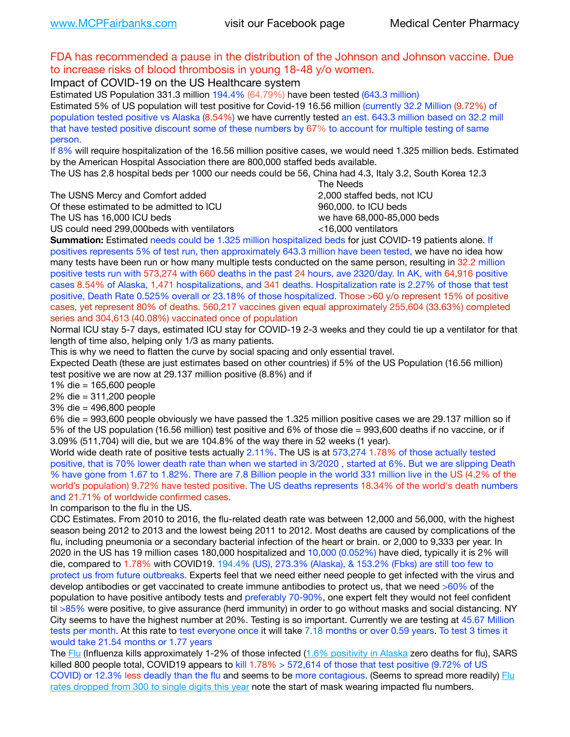www.MCPFairbanks.com visit our Facebook page Medical Center Pharmacy

FDA has recommended a pause in the distribution of the Johnson and Johnson vaccine. Due to increase risks of blood thrombosis in young 18-48 y/o women.

## Impact of COVID-19 on the US Healthcare system

Estimated US Population 331.3 million 194.4% (64.79%) have been tested (643.3 million)

Estimated 5% of US population will test positive for Covid-19 16.56 million (currently 32.2 Million (9.72%) of population tested positive vs Alaska (8.54%) we have currently tested an est. 643.3 million based on 32.2 mill that have tested positive discount some of these numbers by 67% to account for multiple testing of same person.

If 8% will require hospitalization of the 16.56 million positive cases, we would need 1.325 million beds. Estimated by the American Hospital Association there are 800,000 staffed beds available.

The US has 2.8 hospital beds per 1000 our needs could be 56, China had 4.3, Italy 3.2, South Korea 12.3

| | The Needs |
|---|---|
| The USNS Mercy and Comfort added | 2,000 staffed beds, not ICU |
| Of these estimated to be admitted to ICU | 960,000. to ICU beds |
| The US has 16,000 ICU beds | we have 68,000-85,000 beds |
| US could need 299,000beds with ventilators | <16,000 ventilators |

**Summation:** Estimated needs could be 1.325 million hospitalized beds for just COVID-19 patients alone. If positives represents 5% of test run, then approximately 643.3 million have been tested, we have no idea how many tests have been run or how many multiple tests conducted on the same person, resulting in 32.2 million positive tests run with 573,274 with 660 deaths in the past 24 hours, ave 2320/day. In AK, with 64,916 positive cases 8.54% of Alaska, 1,471 hospitalizations, and 341 deaths. Hospitalization rate is 2.27% of those that test positive, Death Rate 0.525% overall or 23.18% of those hospitalized. Those >60 y/o represent 15% of positive cases, yet represent 80% of deaths. 560,217 vaccines given equal approximately 255,604 (33.63%) completed series and 304,613 (40.08%) vaccinated once of population

Normal ICU stay 5-7 days, estimated ICU stay for COVID-19 2-3 weeks and they could tie up a ventilator for that length of time also, helping only 1/3 as many patients.

This is why we need to flatten the curve by social spacing and only essential travel.

Expected Death (these are just estimates based on other countries) if 5% of the US Population (16.56 million) test positive we are now at 29.137 million positive (8.8%) and if

1% die = 165,600 people

2% die = 311,200 people

3% die = 496,800 people

6% die = 993,600 people obviously we have passed the 1.325 million positive cases we are 29.137 million so if 5% of the US population (16.56 million) test positive and 6% of those die = 993,600 deaths if no vaccine, or if 3.09% (511,704) will die, but we are 104.8% of the way there in 52 weeks (1 year).

World wide death rate of positive tests actually 2.11%. The US is at 573,274 1.78% of those actually tested positive, that is 70% lower death rate than when we started in 3/2020 , started at 6%. But we are slipping Death % have gone from 1.67 to 1.82%. There are 7.8 Billion people in the world 331 million live in the US (4.2% of the world's population) 9.72% have tested positive. The US deaths represents 18.34% of the world's death numbers and 21.71% of worldwide confirmed cases.

In comparison to the flu in the US.

CDC Estimates. From 2010 to 2016, the flu-related death rate was between 12,000 and 56,000, with the highest season being 2012 to 2013 and the lowest being 2011 to 2012. Most deaths are caused by complications of the flu, including pneumonia or a secondary bacterial infection of the heart or brain. or 2,000 to 9,333 per year. In 2020 in the US has 19 million cases 180,000 hospitalized and 10,000 (0.052%) have died, typically it is 2% will die, compared to 1.78% with COVID19. 194.4% (US), 273.3% (Alaska), & 153.2% (Fbks) are still too few to protect us from future outbreaks. Experts feel that we need either need people to get infected with the virus and develop antibodies or get vaccinated to create immune antibodies to protect us, that we need >60% of the population to have positive antibody tests and preferably 70-90%, one expert felt they would not feel confident til >85% were positive, to give assurance (herd immunity) in order to go without masks and social distancing. NY City seems to have the highest number at 20%. Testing is so important. Currently we are testing at 45.67 Million tests per month. At this rate to test everyone once it will take 7.18 months or over 0.59 years. To test 3 times it would take 21.54 months or 1.77 years

The Flu (Influenza kills approximately 1-2% of those infected (1.6% positivity in Alaska zero deaths for flu), SARS killed 800 people total, COVID19 appears to kill 1.78% > 572,614 of those that test positive (9.72% of US COVID) or 12.3% less deadly than the flu and seems to be more contagious. (Seems to spread more readily) Flu rates dropped from 300 to single digits this year note the start of mask wearing impacted flu numbers.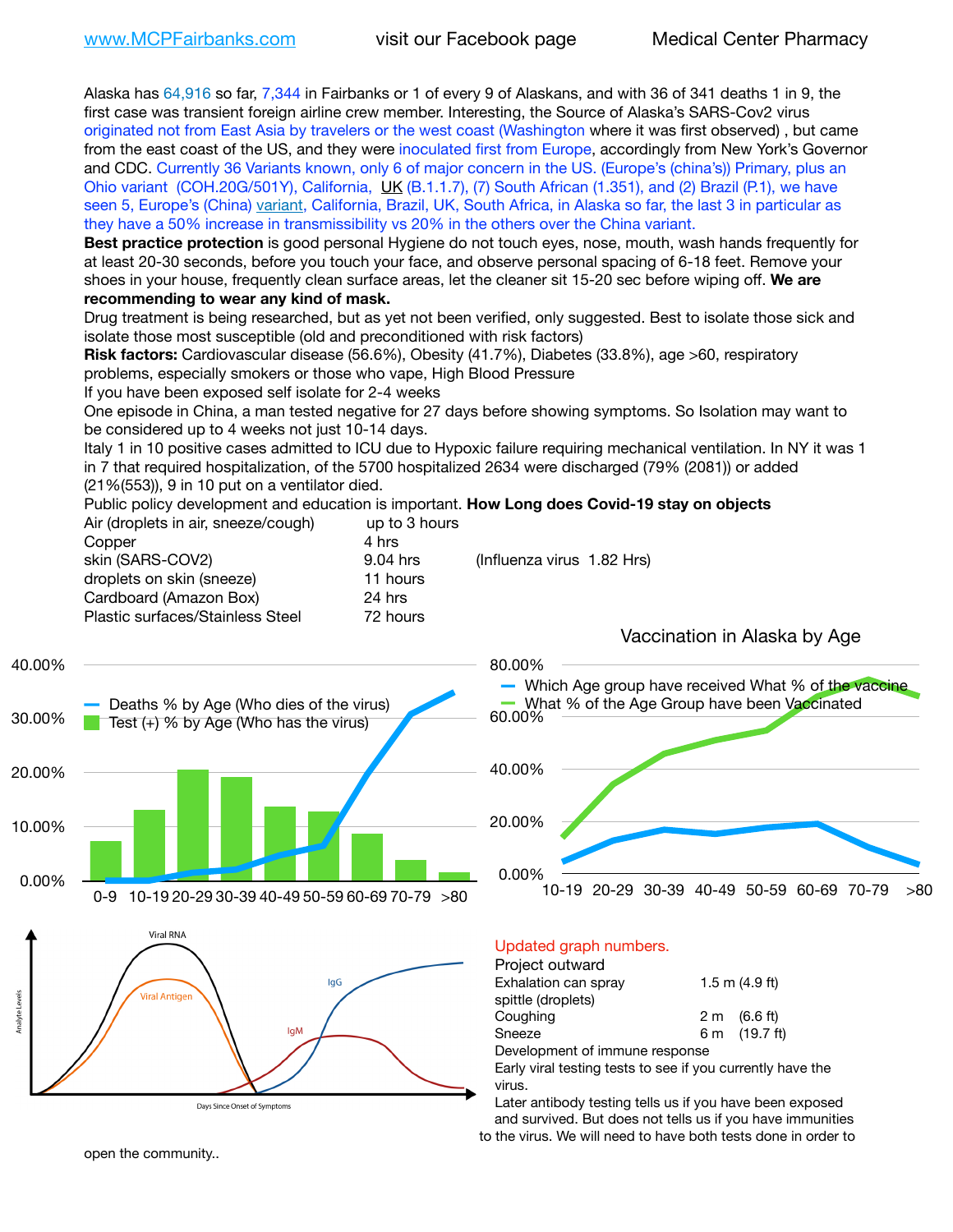[www.MCPFairbanks.com](http://www.MCPFairbanks.com) visit our Facebook page Medical Center Pharmacy

Alaska has 64,916 so far, 7,344 in Fairbanks or 1 of every 9 of Alaskans, and with 36 of 341 deaths 1 in 9, the first case was transient foreign airline crew member. Interesting, the Source of Alaska's SARS-Cov2 virus originated not from East Asia by travelers or the west coast (Washington where it was first observed) , but came from the east coast of the US, and they were inoculated first from Europe, accordingly from New York's Governor and CDC. Currently 36 Variants known, only 6 of major concern in the US. (Europe's (china's)) Primary, plus an Ohio variant (COH.20G/501Y), California, UK (B.1.1.7), (7) South African (1.351), and (2) Brazil (P.1), we have seen 5, Europe's (China) variant, California, Brazil, UK, South Africa, in Alaska so far, the last 3 in particular as they have a 50% increase in transmissibility vs 20% in the others over the China variant.

**Best practice protection** is good personal Hygiene do not touch eyes, nose, mouth, wash hands frequently for at least 20-30 seconds, before you touch your face, and observe personal spacing of 6-18 feet. Remove your shoes in your house, frequently clean surface areas, let the cleaner sit 15-20 sec before wiping off. **We are recommending to wear any kind of mask.**

Drug treatment is being researched, but as yet not been verified, only suggested. Best to isolate those sick and isolate those most susceptible (old and preconditioned with risk factors)

**Risk factors:** Cardiovascular disease (56.6%), Obesity (41.7%), Diabetes (33.8%), age >60, respiratory problems, especially smokers or those who vape, High Blood Pressure

If you have been exposed self isolate for 2-4 weeks

One episode in China, a man tested negative for 27 days before showing symptoms. So Isolation may want to be considered up to 4 weeks not just 10-14 days.

Italy 1 in 10 positive cases admitted to ICU due to Hypoxic failure requiring mechanical ventilation. In NY it was 1 in 7 that required hospitalization, of the 5700 hospitalized 2634 were discharged (79% (2081)) or added (21%(553)), 9 in 10 put on a ventilator died.

Public policy development and education is important. **How Long does Covid-19 stay on objects**

| | | |
|---|---|---|
| Air (droplets in air, sneeze/cough) | up to 3 hours | |
| Copper | 4 hrs | |
| skin (SARS-COV2) | 9.04 hrs | (Influenza virus 1.82 Hrs) |
| droplets on skin (sneeze) | 11 hours | |
| Cardboard (Amazon Box) | 24 hrs | |
| Plastic surfaces/Stainless Steel | 72 hours | |

Deaths % by Age (Who dies of the virus) / Test (+) % by Age (Who has the virus)

Vaccination in Alaska by Age

Which Age group have received What % of the vaccine / What % of the Age Group have been Vaccinated

Viral RNA, Viral Antigen, IgM, IgG — Days Since Onset of Symptoms

Updated graph numbers.

Project outward

| | |
|---|---|
| Exhalation can spray spittle (droplets) | 1.5 m (4.9 ft) |
| Coughing | 2 m (6.6 ft) |
| Sneeze | 6 m (19.7 ft) |

Development of immune response

Early viral testing tests to see if you currently have the virus.

Later antibody testing tells us if you have been exposed and survived. But does not tells us if you have immunities to the virus. We will need to have both tests done in order to open the community..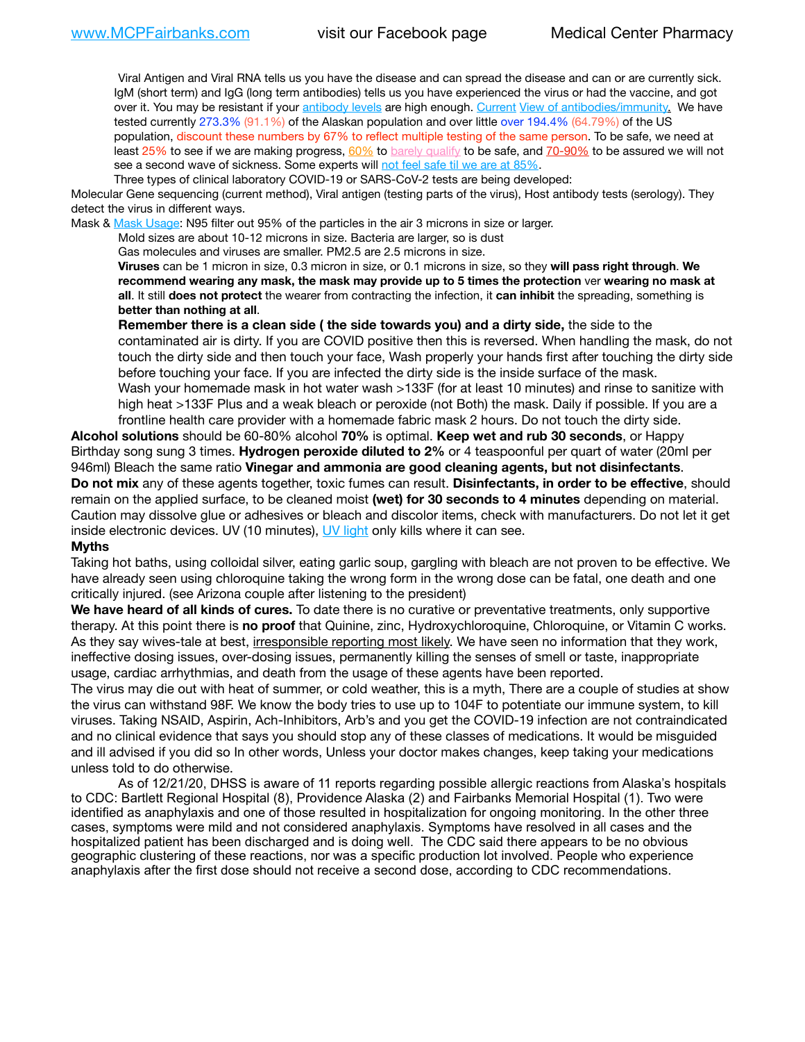Viral Antigen and Viral RNA tells us you have the disease and can spread the disease and can or are currently sick. IgM (short term) and IgG (long term antibodies) tells us you have experienced the virus or had the vaccine, and got over it. You may be resistant if your antibody levels are high enough. Current View of antibodies/immunity. We have tested currently 273.3% (91.1%) of the Alaskan population and over little over 194.4% (64.79%) of the US population, discount these numbers by 67% to reflect multiple testing of the same person. To be safe, we need at least 25% to see if we are making progress, 60% to barely qualify to be safe, and 70-90% to be assured we will not see a second wave of sickness. Some experts will not feel safe til we are at 85%.

Three types of clinical laboratory COVID-19 or SARS-CoV-2 tests are being developed:

Molecular Gene sequencing (current method), Viral antigen (testing parts of the virus), Host antibody tests (serology). They detect the virus in different ways.

Mask & Mask Usage: N95 filter out 95% of the particles in the air 3 microns in size or larger.

Mold sizes are about 10-12 microns in size. Bacteria are larger, so is dust

Gas molecules and viruses are smaller. PM2.5 are 2.5 microns in size.

**Viruses** can be 1 micron in size, 0.3 micron in size, or 0.1 microns in size, so they **will pass right through**. **We recommend wearing any mask, the mask may provide up to 5 times the protection** ver **wearing no mask at all**. It still **does not protect** the wearer from contracting the infection, it **can inhibit** the spreading, something is **better than nothing at all**.

**Remember there is a clean side ( the side towards you) and a dirty side,** the side to the contaminated air is dirty. If you are COVID positive then this is reversed. When handling the mask, do not touch the dirty side and then touch your face, Wash properly your hands first after touching the dirty side before touching your face. If you are infected the dirty side is the inside surface of the mask.

Wash your homemade mask in hot water wash >133F (for at least 10 minutes) and rinse to sanitize with high heat >133F Plus and a weak bleach or peroxide (not Both) the mask. Daily if possible. If you are a frontline health care provider with a homemade fabric mask 2 hours. Do not touch the dirty side.

**Alcohol solutions** should be 60-80% alcohol **70%** is optimal. **Keep wet and rub 30 seconds**, or Happy Birthday song sung 3 times. **Hydrogen peroxide diluted to 2%** or 4 teaspoonful per quart of water (20ml per 946ml) Bleach the same ratio **Vinegar and ammonia are good cleaning agents, but not disinfectants**. **Do not mix** any of these agents together, toxic fumes can result. **Disinfectants, in order to be effective**, should remain on the applied surface, to be cleaned moist **(wet) for 30 seconds to 4 minutes** depending on material. Caution may dissolve glue or adhesives or bleach and discolor items, check with manufacturers. Do not let it get inside electronic devices. UV (10 minutes), UV light only kills where it can see.

**Myths**

Taking hot baths, using colloidal silver, eating garlic soup, gargling with bleach are not proven to be effective. We have already seen using chloroquine taking the wrong form in the wrong dose can be fatal, one death and one critically injured. (see Arizona couple after listening to the president)

**We have heard of all kinds of cures.** To date there is no curative or preventative treatments, only supportive therapy. At this point there is **no proof** that Quinine, zinc, Hydroxychloroquine, Chloroquine, or Vitamin C works. As they say wives-tale at best, irresponsible reporting most likely. We have seen no information that they work, ineffective dosing issues, over-dosing issues, permanently killing the senses of smell or taste, inappropriate usage, cardiac arrhythmias, and death from the usage of these agents have been reported.

The virus may die out with heat of summer, or cold weather, this is a myth, There are a couple of studies at show the virus can withstand 98F. We know the body tries to use up to 104F to potentiate our immune system, to kill viruses. Taking NSAID, Aspirin, Ach-Inhibitors, Arb's and you get the COVID-19 infection are not contraindicated and no clinical evidence that says you should stop any of these classes of medications. It would be misguided and ill advised if you did so In other words, Unless your doctor makes changes, keep taking your medications unless told to do otherwise.

As of 12/21/20, DHSS is aware of 11 reports regarding possible allergic reactions from Alaska's hospitals to CDC: Bartlett Regional Hospital (8), Providence Alaska (2) and Fairbanks Memorial Hospital (1). Two were identified as anaphylaxis and one of those resulted in hospitalization for ongoing monitoring. In the other three cases, symptoms were mild and not considered anaphylaxis. Symptoms have resolved in all cases and the hospitalized patient has been discharged and is doing well. The CDC said there appears to be no obvious geographic clustering of these reactions, nor was a specific production lot involved. People who experience anaphylaxis after the first dose should not receive a second dose, according to CDC recommendations.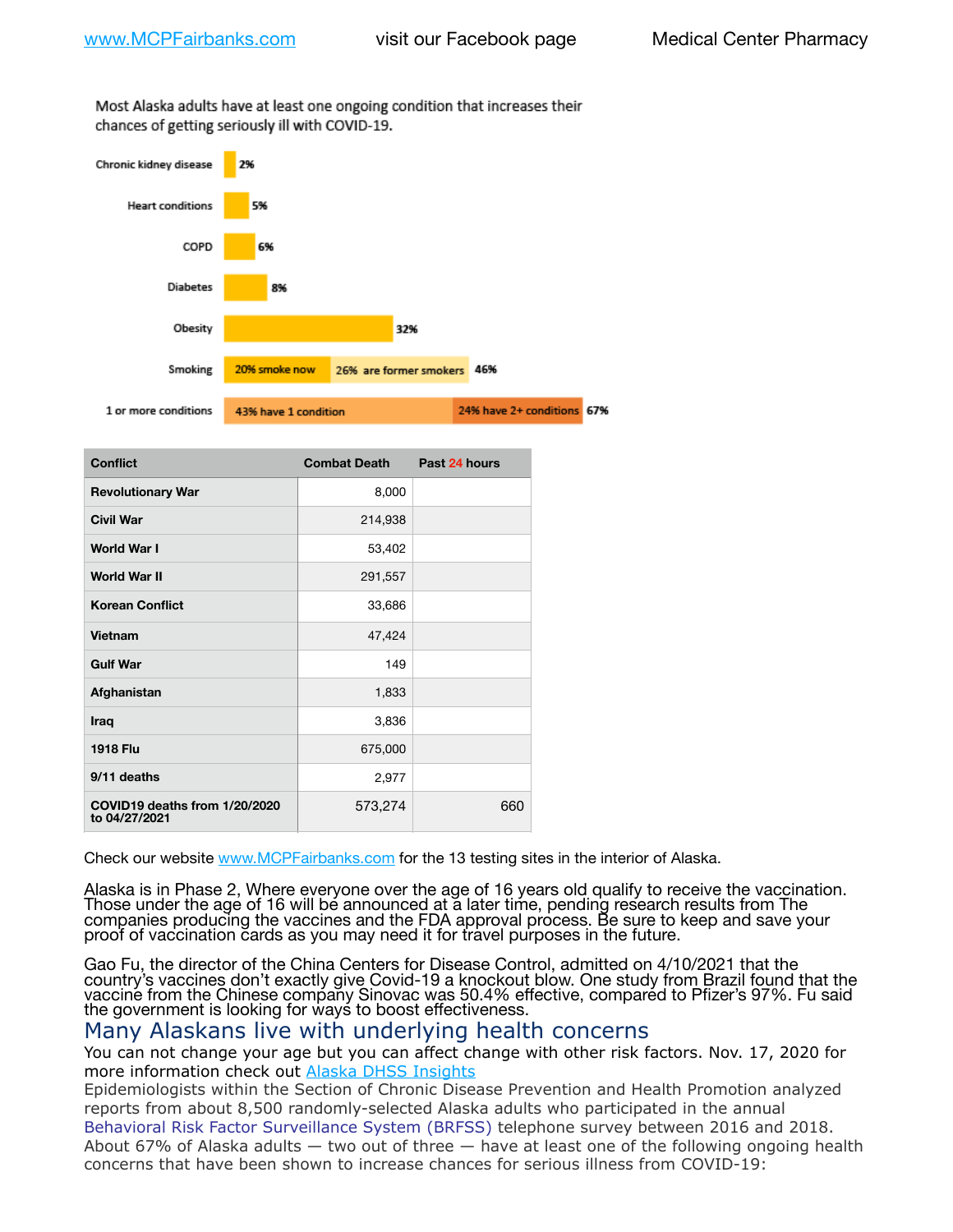www.MCPFairbanks.com visit our Facebook page Medical Center Pharmacy

Most Alaska adults have at least one ongoing condition that increases their chances of getting seriously ill with COVID-19.

| Condition | Percentage |
| --- | --- |
| Chronic kidney disease | 2% |
| Heart conditions | 5% |
| COPD | 6% |
| Diabetes | 8% |
| Obesity | 32% |
| Smoking | 20% smoke now, 26% are former smokers — 46% |
| 1 or more conditions | 43% have 1 condition, 24% have 2+ conditions — 67% |

| Conflict | Combat Death | Past 24 hours |
| --- | --- | --- |
| Revolutionary War | 8,000 | |
| Civil War | 214,938 | |
| World War I | 53,402 | |
| World War II | 291,557 | |
| Korean Conflict | 33,686 | |
| Vietnam | 47,424 | |
| Gulf War | 149 | |
| Afghanistan | 1,833 | |
| Iraq | 3,836 | |
| 1918 Flu | 675,000 | |
| 9/11 deaths | 2,977 | |
| COVID19 deaths from 1/20/2020 to 04/27/2021 | 573,274 | 660 |

Check our website www.MCPFairbanks.com for the 13 testing sites in the interior of Alaska.

Alaska is in Phase 2, Where everyone over the age of 16 years old qualify to receive the vaccination. Those under the age of 16 will be announced at a later time, pending research results from The companies producing the vaccines and the FDA approval process. Be sure to keep and save your proof of vaccination cards as you may need it for travel purposes in the future.

Gao Fu, the director of the China Centers for Disease Control, admitted on 4/10/2021 that the country's vaccines don't exactly give Covid-19 a knockout blow. One study from Brazil found that the vaccine from the Chinese company Sinovac was 50.4% effective, compared to Pfizer's 97%. Fu said the government is looking for ways to boost effectiveness.

## Many Alaskans live with underlying health concerns

You can not change your age but you can affect change with other risk factors. Nov. 17, 2020 for more information check out Alaska DHSS Insights

Epidemiologists within the Section of Chronic Disease Prevention and Health Promotion analyzed reports from about 8,500 randomly-selected Alaska adults who participated in the annual Behavioral Risk Factor Surveillance System (BRFSS) telephone survey between 2016 and 2018. About 67% of Alaska adults — two out of three — have at least one of the following ongoing health concerns that have been shown to increase chances for serious illness from COVID-19: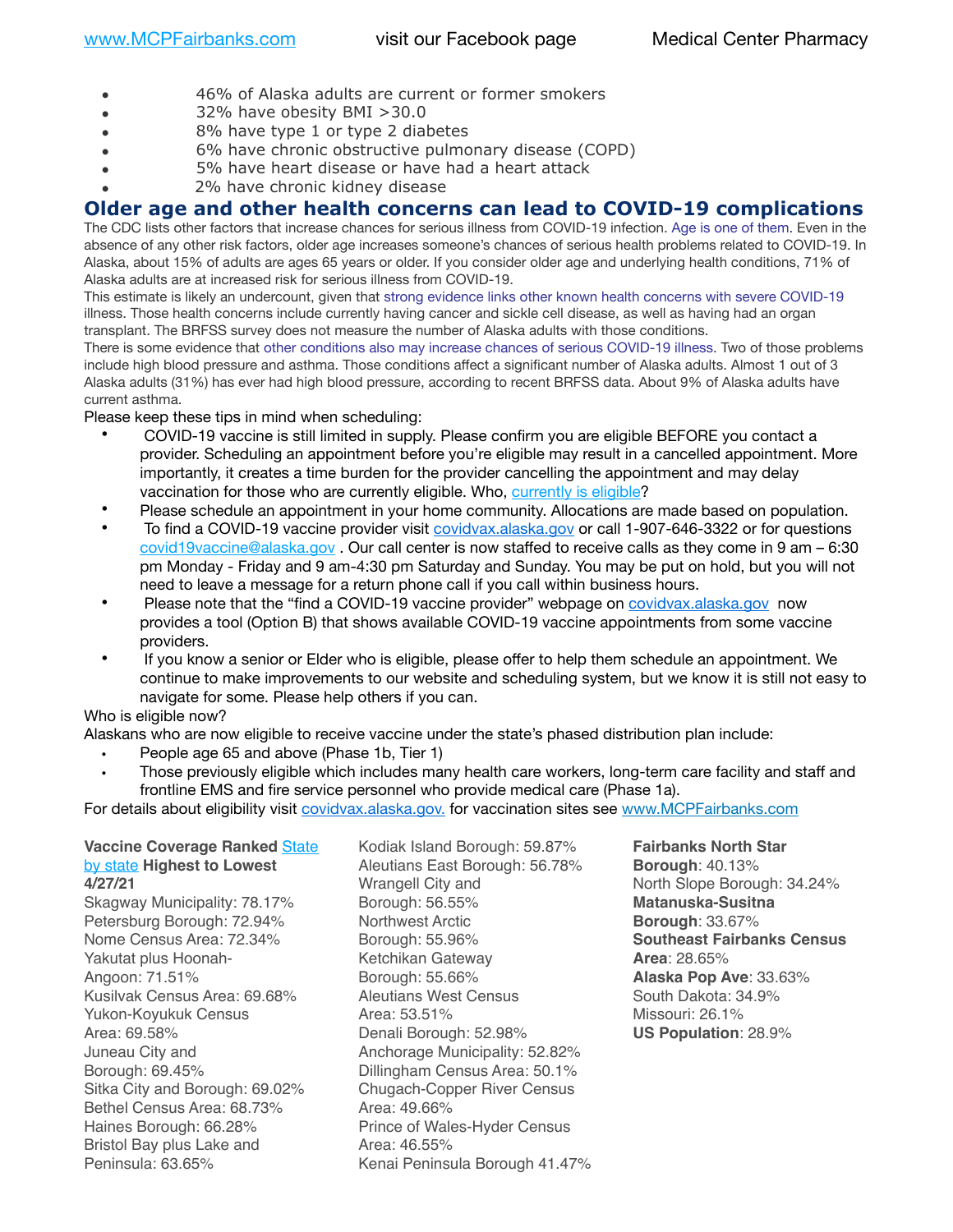- 46% of Alaska adults are current or former smokers
- 32% have obesity BMI >30.0
- 8% have type 1 or type 2 diabetes
- 6% have chronic obstructive pulmonary disease (COPD)
- 5% have heart disease or have had a heart attack
- 2% have chronic kidney disease

## Older age and other health concerns can lead to COVID-19 complications

The CDC lists other factors that increase chances for serious illness from COVID-19 infection. Age is one of them. Even in the absence of any other risk factors, older age increases someone's chances of serious health problems related to COVID-19. In Alaska, about 15% of adults are ages 65 years or older. If you consider older age and underlying health conditions, 71% of Alaska adults are at increased risk for serious illness from COVID-19.

This estimate is likely an undercount, given that strong evidence links other known health concerns with severe COVID-19 illness. Those health concerns include currently having cancer and sickle cell disease, as well as having had an organ transplant. The BRFSS survey does not measure the number of Alaska adults with those conditions.

There is some evidence that other conditions also may increase chances of serious COVID-19 illness. Two of those problems include high blood pressure and asthma. Those conditions affect a significant number of Alaska adults. Almost 1 out of 3 Alaska adults (31%) has ever had high blood pressure, according to recent BRFSS data. About 9% of Alaska adults have current asthma.

Please keep these tips in mind when scheduling:

- COVID-19 vaccine is still limited in supply. Please confirm you are eligible BEFORE you contact a provider. Scheduling an appointment before you're eligible may result in a cancelled appointment. More importantly, it creates a time burden for the provider cancelling the appointment and may delay vaccination for those who are currently eligible. Who, currently is eligible?
- Please schedule an appointment in your home community. Allocations are made based on population.
- To find a COVID-19 vaccine provider visit covidvax.alaska.gov or call 1-907-646-3322 or for questions covid19vaccine@alaska.gov . Our call center is now staffed to receive calls as they come in 9 am – 6:30 pm Monday - Friday and 9 am-4:30 pm Saturday and Sunday. You may be put on hold, but you will not need to leave a message for a return phone call if you call within business hours.
- Please note that the "find a COVID-19 vaccine provider" webpage on covidvax.alaska.gov now provides a tool (Option B) that shows available COVID-19 vaccine appointments from some vaccine providers.
- If you know a senior or Elder who is eligible, please offer to help them schedule an appointment. We continue to make improvements to our website and scheduling system, but we know it is still not easy to navigate for some. Please help others if you can.

Who is eligible now?

Alaskans who are now eligible to receive vaccine under the state's phased distribution plan include:

- People age 65 and above (Phase 1b, Tier 1)
- Those previously eligible which includes many health care workers, long-term care facility and staff and frontline EMS and fire service personnel who provide medical care (Phase 1a).

For details about eligibility visit covidvax.alaska.gov. for vaccination sites see www.MCPFairbanks.com

**Vaccine Coverage Ranked State by state Highest to Lowest 4/27/21**

Skagway Municipality: 78.17%
Petersburg Borough: 72.94%
Nome Census Area: 72.34%
Yakutat plus Hoonah-Angoon: 71.51%
Kusilvak Census Area: 69.68%
Yukon-Koyukuk Census Area: 69.58%
Juneau City and Borough: 69.45%
Sitka City and Borough: 69.02%
Bethel Census Area: 68.73%
Haines Borough: 66.28%
Bristol Bay plus Lake and Peninsula: 63.65%
Kodiak Island Borough: 59.87%
Aleutians East Borough: 56.78%
Wrangell City and Borough: 56.55%
Northwest Arctic Borough: 55.96%
Ketchikan Gateway Borough: 55.66%
Aleutians West Census Area: 53.51%
Denali Borough: 52.98%
Anchorage Municipality: 52.82%
Dillingham Census Area: 50.1%
Chugach-Copper River Census Area: 49.66%
Prince of Wales-Hyder Census Area: 46.55%
Kenai Peninsula Borough 41.47%
**Fairbanks North Star Borough**: 40.13%
North Slope Borough: 34.24%
**Matanuska-Susitna Borough**: 33.67%
**Southeast Fairbanks Census Area**: 28.65%
**Alaska Pop Ave**: 33.63%
South Dakota: 34.9%
Missouri: 26.1%
**US Population**: 28.9%